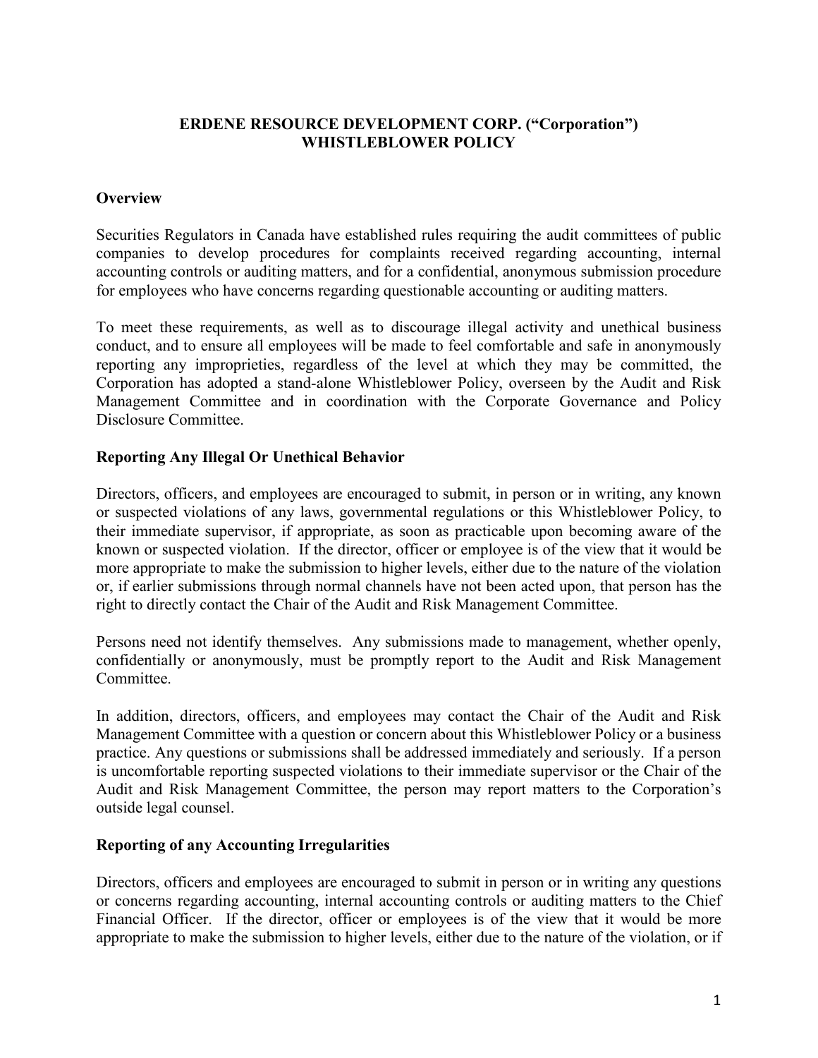**ERDENE RESOURCE DEVELOPMENT CORP. ("Corporation")**
**WHISTLEBLOWER POLICY**

## Overview

Securities Regulators in Canada have established rules requiring the audit committees of public companies to develop procedures for complaints received regarding accounting, internal accounting controls or auditing matters, and for a confidential, anonymous submission procedure for employees who have concerns regarding questionable accounting or auditing matters.

To meet these requirements, as well as to discourage illegal activity and unethical business conduct, and to ensure all employees will be made to feel comfortable and safe in anonymously reporting any improprieties, regardless of the level at which they may be committed, the Corporation has adopted a stand-alone Whistleblower Policy, overseen by the Audit and Risk Management Committee and in coordination with the Corporate Governance and Policy Disclosure Committee.

## Reporting Any Illegal Or Unethical Behavior

Directors, officers, and employees are encouraged to submit, in person or in writing, any known or suspected violations of any laws, governmental regulations or this Whistleblower Policy, to their immediate supervisor, if appropriate, as soon as practicable upon becoming aware of the known or suspected violation. If the director, officer or employee is of the view that it would be more appropriate to make the submission to higher levels, either due to the nature of the violation or, if earlier submissions through normal channels have not been acted upon, that person has the right to directly contact the Chair of the Audit and Risk Management Committee.

Persons need not identify themselves. Any submissions made to management, whether openly, confidentially or anonymously, must be promptly report to the Audit and Risk Management Committee.

In addition, directors, officers, and employees may contact the Chair of the Audit and Risk Management Committee with a question or concern about this Whistleblower Policy or a business practice. Any questions or submissions shall be addressed immediately and seriously. If a person is uncomfortable reporting suspected violations to their immediate supervisor or the Chair of the Audit and Risk Management Committee, the person may report matters to the Corporation's outside legal counsel.

## Reporting of any Accounting Irregularities

Directors, officers and employees are encouraged to submit in person or in writing any questions or concerns regarding accounting, internal accounting controls or auditing matters to the Chief Financial Officer. If the director, officer or employees is of the view that it would be more appropriate to make the submission to higher levels, either due to the nature of the violation, or if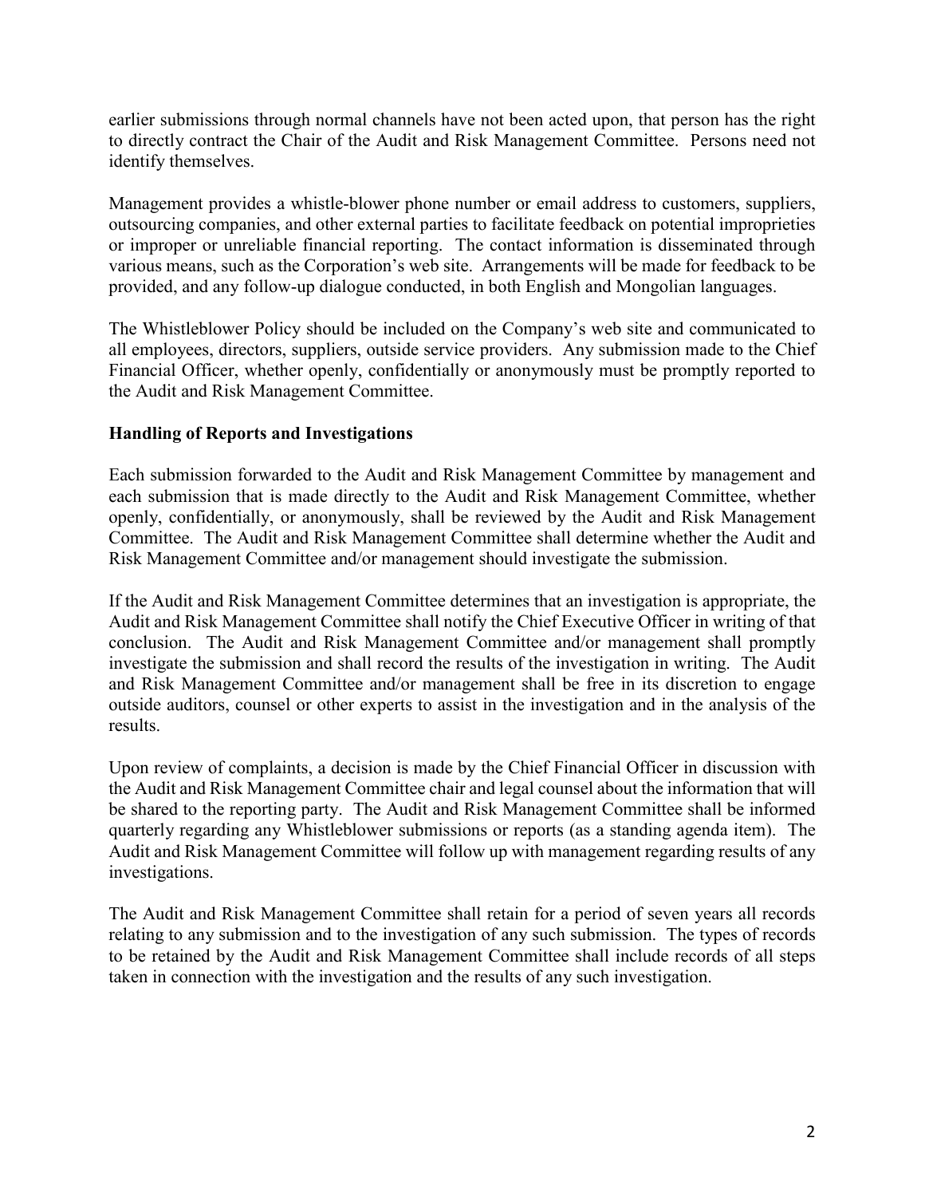earlier submissions through normal channels have not been acted upon, that person has the right to directly contract the Chair of the Audit and Risk Management Committee. Persons need not identify themselves.

Management provides a whistle-blower phone number or email address to customers, suppliers, outsourcing companies, and other external parties to facilitate feedback on potential improprieties or improper or unreliable financial reporting. The contact information is disseminated through various means, such as the Corporation's web site. Arrangements will be made for feedback to be provided, and any follow-up dialogue conducted, in both English and Mongolian languages.

The Whistleblower Policy should be included on the Company's web site and communicated to all employees, directors, suppliers, outside service providers. Any submission made to the Chief Financial Officer, whether openly, confidentially or anonymously must be promptly reported to the Audit and Risk Management Committee.

**Handling of Reports and Investigations**

Each submission forwarded to the Audit and Risk Management Committee by management and each submission that is made directly to the Audit and Risk Management Committee, whether openly, confidentially, or anonymously, shall be reviewed by the Audit and Risk Management Committee. The Audit and Risk Management Committee shall determine whether the Audit and Risk Management Committee and/or management should investigate the submission.

If the Audit and Risk Management Committee determines that an investigation is appropriate, the Audit and Risk Management Committee shall notify the Chief Executive Officer in writing of that conclusion. The Audit and Risk Management Committee and/or management shall promptly investigate the submission and shall record the results of the investigation in writing. The Audit and Risk Management Committee and/or management shall be free in its discretion to engage outside auditors, counsel or other experts to assist in the investigation and in the analysis of the results.

Upon review of complaints, a decision is made by the Chief Financial Officer in discussion with the Audit and Risk Management Committee chair and legal counsel about the information that will be shared to the reporting party. The Audit and Risk Management Committee shall be informed quarterly regarding any Whistleblower submissions or reports (as a standing agenda item). The Audit and Risk Management Committee will follow up with management regarding results of any investigations.

The Audit and Risk Management Committee shall retain for a period of seven years all records relating to any submission and to the investigation of any such submission. The types of records to be retained by the Audit and Risk Management Committee shall include records of all steps taken in connection with the investigation and the results of any such investigation.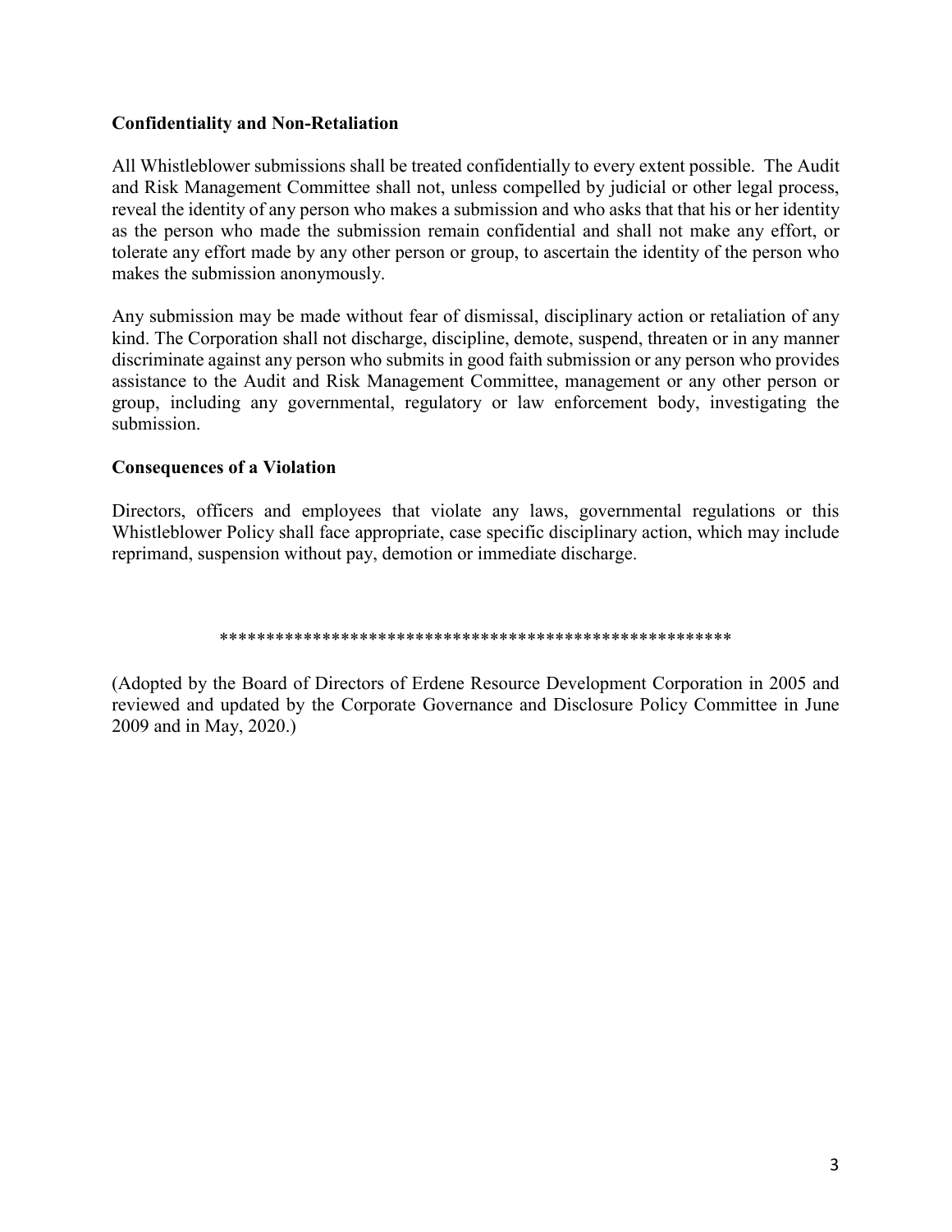**Confidentiality and Non-Retaliation**

All Whistleblower submissions shall be treated confidentially to every extent possible. The Audit and Risk Management Committee shall not, unless compelled by judicial or other legal process, reveal the identity of any person who makes a submission and who asks that that his or her identity as the person who made the submission remain confidential and shall not make any effort, or tolerate any effort made by any other person or group, to ascertain the identity of the person who makes the submission anonymously.

Any submission may be made without fear of dismissal, disciplinary action or retaliation of any kind. The Corporation shall not discharge, discipline, demote, suspend, threaten or in any manner discriminate against any person who submits in good faith submission or any person who provides assistance to the Audit and Risk Management Committee, management or any other person or group, including any governmental, regulatory or law enforcement body, investigating the submission.

**Consequences of a Violation**

Directors, officers and employees that violate any laws, governmental regulations or this Whistleblower Policy shall face appropriate, case specific disciplinary action, which may include reprimand, suspension without pay, demotion or immediate discharge.

*******************************************************

(Adopted by the Board of Directors of Erdene Resource Development Corporation in 2005 and reviewed and updated by the Corporate Governance and Disclosure Policy Committee in June 2009 and in May, 2020.)